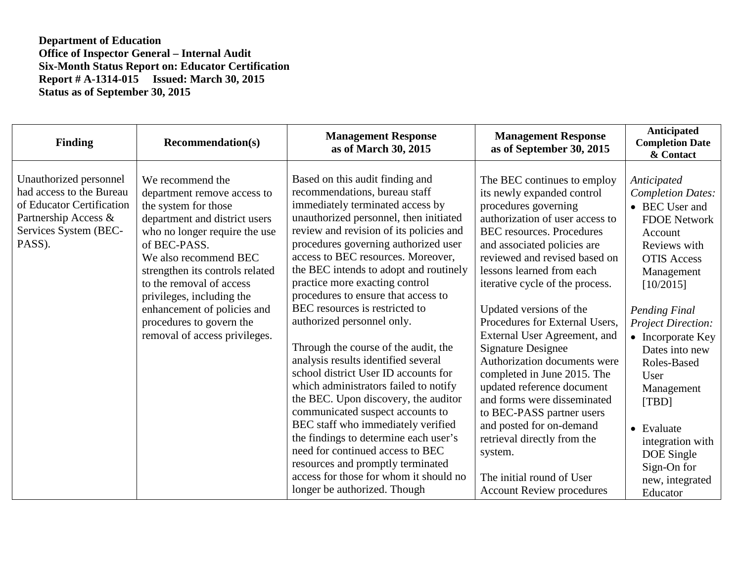**Department of Education**
**Office of Inspector General – Internal Audit**
**Six-Month Status Report on: Educator Certification**
**Report # A-1314-015 Issued: March 30, 2015**
**Status as of September 30, 2015**

| Finding | Recommendation(s) | Management Response as of March 30, 2015 | Management Response as of September 30, 2015 | Anticipated Completion Date & Contact |
|---|---|---|---|---|
| Unauthorized personnel had access to the Bureau of Educator Certification Partnership Access & Services System (BEC-PASS). | We recommend the department remove access to the system for those department and district users who no longer require the use of BEC-PASS.<br>We also recommend BEC strengthen its controls related to the removal of access privileges, including the enhancement of policies and procedures to govern the removal of access privileges. | Based on this audit finding and recommendations, bureau staff immediately terminated access by unauthorized personnel, then initiated review and revision of its policies and procedures governing authorized user access to BEC resources. Moreover, the BEC intends to adopt and routinely practice more exacting control procedures to ensure that access to BEC resources is restricted to authorized personnel only.<br><br>Through the course of the audit, the analysis results identified several school district User ID accounts for which administrators failed to notify the BEC. Upon discovery, the auditor communicated suspect accounts to BEC staff who immediately verified the findings to determine each user's need for continued access to BEC resources and promptly terminated access for those for whom it should no longer be authorized. Though | The BEC continues to employ its newly expanded control procedures governing authorization of user access to BEC resources. Procedures and associated policies are reviewed and revised based on lessons learned from each iterative cycle of the process.<br><br>Updated versions of the Procedures for External Users, External User Agreement, and Signature Designee Authorization documents were completed in June 2015. The updated reference document and forms were disseminated to BEC-PASS partner users and posted for on-demand retrieval directly from the system.<br><br>The initial round of User Account Review procedures | *Anticipated Completion Dates:*<br>• BEC User and FDOE Network Account Reviews with OTIS Access Management [10/2015]<br><br>*Pending Final Project Direction:*<br>• Incorporate Key Dates into new Roles-Based User Management [TBD]<br><br>• Evaluate integration with DOE Single Sign-On for new, integrated Educator |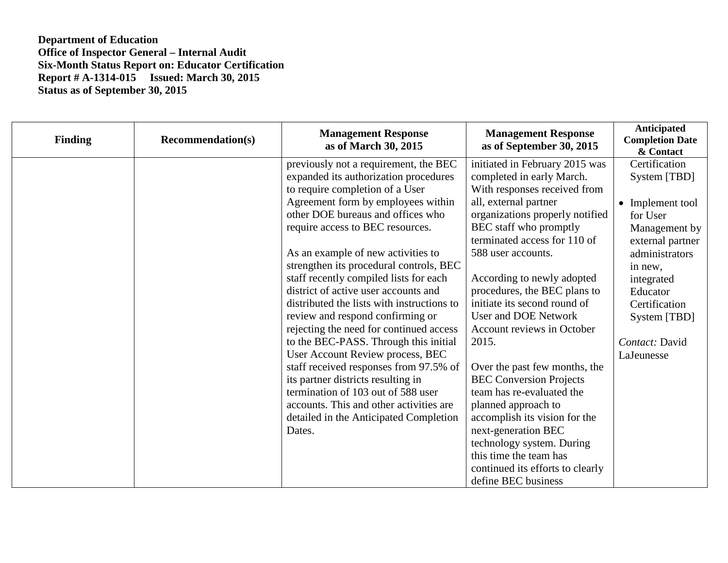**Department of Education**
**Office of Inspector General – Internal Audit**
**Six-Month Status Report on: Educator Certification**
**Report # A-1314-015 Issued: March 30, 2015**
**Status as of September 30, 2015**

| Finding | Recommendation(s) | Management Response as of March 30, 2015 | Management Response as of September 30, 2015 | Anticipated Completion Date & Contact |
|---|---|---|---|---|
| | | previously not a requirement, the BEC expanded its authorization procedures to require completion of a User Agreement form by employees within other DOE bureaus and offices who require access to BEC resources.<br><br>As an example of new activities to strengthen its procedural controls, BEC staff recently compiled lists for each district of active user accounts and distributed the lists with instructions to review and respond confirming or rejecting the need for continued access to the BEC-PASS. Through this initial User Account Review process, BEC staff received responses from 97.5% of its partner districts resulting in termination of 103 out of 588 user accounts. This and other activities are detailed in the Anticipated Completion Dates. | initiated in February 2015 was completed in early March. With responses received from all, external partner organizations properly notified BEC staff who promptly terminated access for 110 of 588 user accounts.<br><br>According to newly adopted procedures, the BEC plans to initiate its second round of User and DOE Network Account reviews in October 2015.<br><br>Over the past few months, the BEC Conversion Projects team has re-evaluated the planned approach to accomplish its vision for the next-generation BEC technology system. During this time the team has continued its efforts to clearly define BEC business | Certification System [TBD]<br><br>• Implement tool for User Management by external partner administrators in new, integrated Educator Certification System [TBD]<br><br>*Contact:* David LaJeunesse |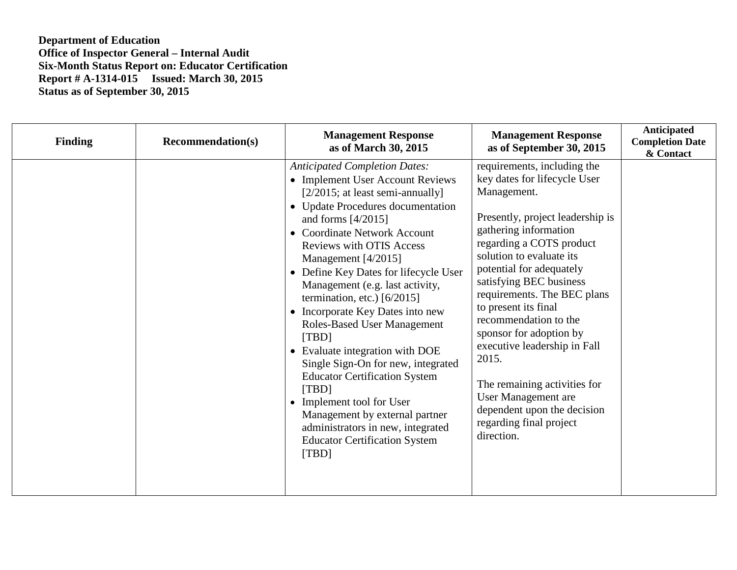**Department of Education**
**Office of Inspector General – Internal Audit**
**Six-Month Status Report on: Educator Certification**
**Report # A-1314-015 Issued: March 30, 2015**
**Status as of September 30, 2015**

| Finding | Recommendation(s) | Management Response as of March 30, 2015 | Management Response as of September 30, 2015 | Anticipated Completion Date & Contact |
|---|---|---|---|---|
| | | *Anticipated Completion Dates:*<br>• Implement User Account Reviews [2/2015; at least semi-annually]<br>• Update Procedures documentation and forms [4/2015]<br>• Coordinate Network Account Reviews with OTIS Access Management [4/2015]<br>• Define Key Dates for lifecycle User Management (e.g. last activity, termination, etc.) [6/2015]<br>• Incorporate Key Dates into new Roles-Based User Management [TBD]<br>• Evaluate integration with DOE Single Sign-On for new, integrated Educator Certification System [TBD]<br>• Implement tool for User Management by external partner administrators in new, integrated Educator Certification System [TBD] | requirements, including the key dates for lifecycle User Management.<br><br>Presently, project leadership is gathering information regarding a COTS product solution to evaluate its potential for adequately satisfying BEC business requirements. The BEC plans to present its final recommendation to the sponsor for adoption by executive leadership in Fall 2015.<br><br>The remaining activities for User Management are dependent upon the decision regarding final project direction. | |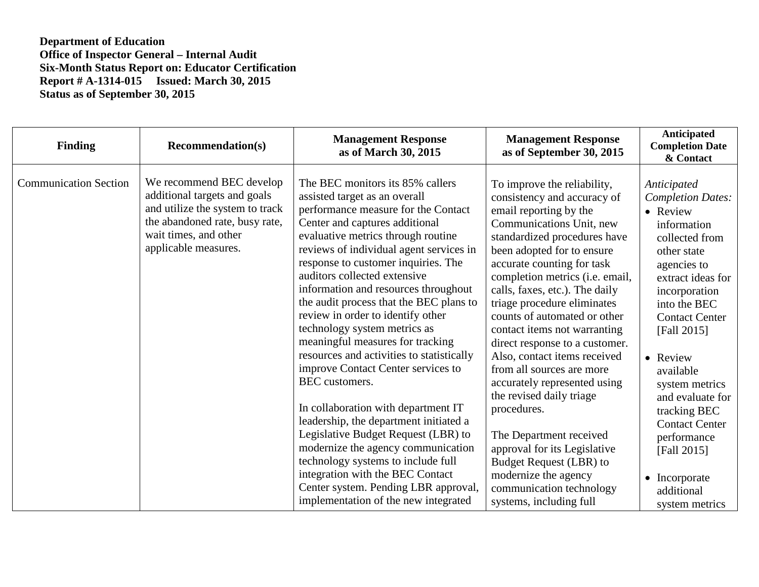**Department of Education**
**Office of Inspector General – Internal Audit**
**Six-Month Status Report on: Educator Certification**
**Report # A-1314-015 Issued: March 30, 2015**
**Status as of September 30, 2015**

| Finding | Recommendation(s) | Management Response as of March 30, 2015 | Management Response as of September 30, 2015 | Anticipated Completion Date & Contact |
|---|---|---|---|---|
| Communication Section | We recommend BEC develop additional targets and goals and utilize the system to track the abandoned rate, busy rate, wait times, and other applicable measures. | The BEC monitors its 85% callers assisted target as an overall performance measure for the Contact Center and captures additional evaluative metrics through routine reviews of individual agent services in response to customer inquiries. The auditors collected extensive information and resources throughout the audit process that the BEC plans to review in order to identify other technology system metrics as meaningful measures for tracking resources and activities to statistically improve Contact Center services to BEC customers.<br><br>In collaboration with department IT leadership, the department initiated a Legislative Budget Request (LBR) to modernize the agency communication technology systems to include full integration with the BEC Contact Center system. Pending LBR approval, implementation of the new integrated | To improve the reliability, consistency and accuracy of email reporting by the Communications Unit, new standardized procedures have been adopted for to ensure accurate counting for task completion metrics (i.e. email, calls, faxes, etc.). The daily triage procedure eliminates counts of automated or other contact items not warranting direct response to a customer. Also, contact items received from all sources are more accurately represented using the revised daily triage procedures.<br><br>The Department received approval for its Legislative Budget Request (LBR) to modernize the agency communication technology systems, including full | *Anticipated Completion Dates:*<br>• Review information collected from other state agencies to extract ideas for incorporation into the BEC Contact Center [Fall 2015]<br><br>• Review available system metrics and evaluate for tracking BEC Contact Center performance [Fall 2015]<br><br>• Incorporate additional system metrics |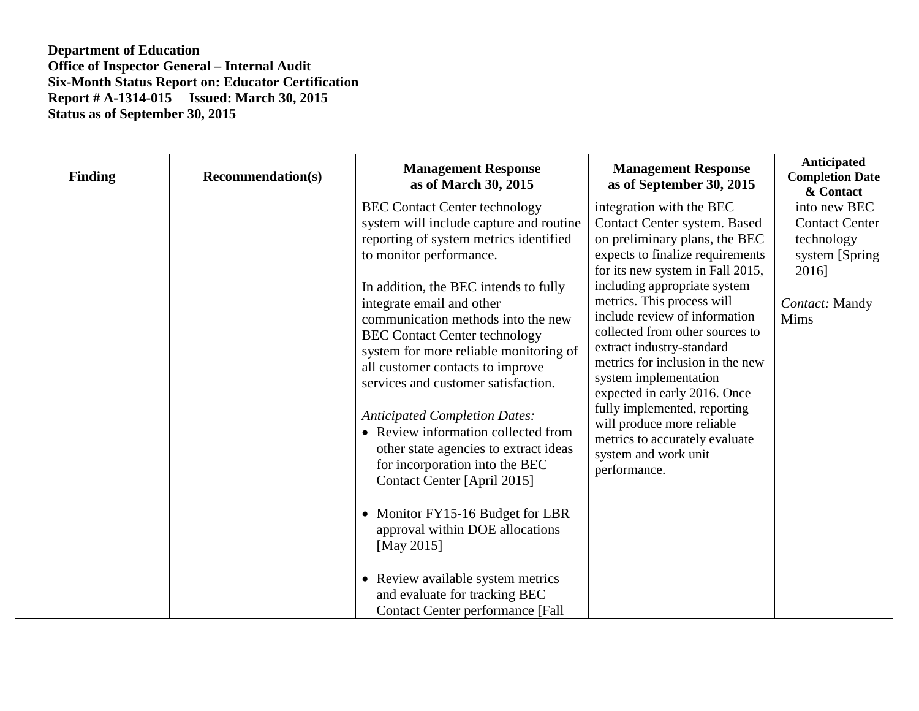**Department of Education**
**Office of Inspector General – Internal Audit**
**Six-Month Status Report on: Educator Certification**
**Report # A-1314-015 Issued: March 30, 2015**
**Status as of September 30, 2015**

| Finding | Recommendation(s) | Management Response as of March 30, 2015 | Management Response as of September 30, 2015 | Anticipated Completion Date & Contact |
|---|---|---|---|---|
| | | BEC Contact Center technology system will include capture and routine reporting of system metrics identified to monitor performance.<br><br>In addition, the BEC intends to fully integrate email and other communication methods into the new BEC Contact Center technology system for more reliable monitoring of all customer contacts to improve services and customer satisfaction.<br><br>*Anticipated Completion Dates:*<br>• Review information collected from other state agencies to extract ideas for incorporation into the BEC Contact Center [April 2015]<br><br>• Monitor FY15-16 Budget for LBR approval within DOE allocations [May 2015]<br><br>• Review available system metrics and evaluate for tracking BEC Contact Center performance [Fall | integration with the BEC Contact Center system. Based on preliminary plans, the BEC expects to finalize requirements for its new system in Fall 2015, including appropriate system metrics. This process will include review of information collected from other sources to extract industry-standard metrics for inclusion in the new system implementation expected in early 2016. Once fully implemented, reporting will produce more reliable metrics to accurately evaluate system and work unit performance. | into new BEC Contact Center technology system [Spring 2016]<br><br>*Contact:* Mandy Mims |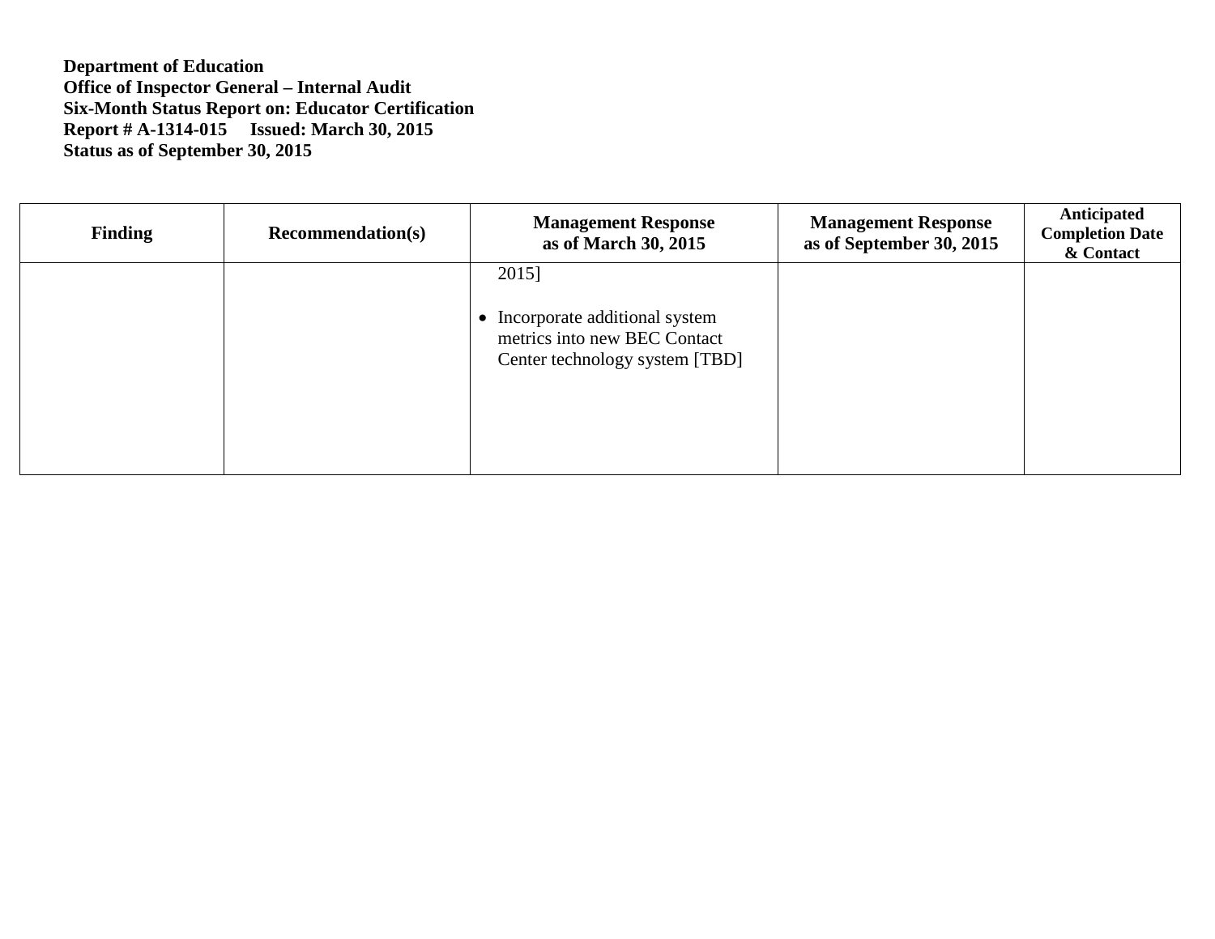**Department of Education**
**Office of Inspector General – Internal Audit**
**Six-Month Status Report on: Educator Certification**
**Report # A-1314-015 Issued: March 30, 2015**
**Status as of September 30, 2015**

| Finding | Recommendation(s) | Management Response as of March 30, 2015 | Management Response as of September 30, 2015 | Anticipated Completion Date & Contact |
|---|---|---|---|---|
| | | 2015]<br><br>• Incorporate additional system metrics into new BEC Contact Center technology system [TBD] | | |